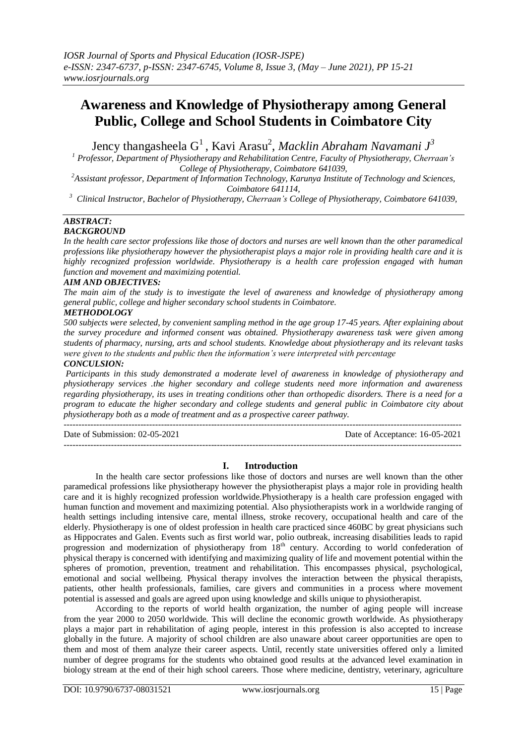# Awareness and Knowledge of Physiotherapy among General Public, College and School Students in Coimbatore City

Jency thangasheela G[1] , Kavi Arasu[2], *Macklin Abraham Navamani J[3]*

[1] *Professor, Department of Physiotherapy and Rehabilitation Centre, Faculty of Physiotherapy, Cherraan's College of Physiotherapy, Coimbatore 641039,*

[2]*Assistant professor, Department of Information Technology, Karunya Institute of Technology and Sciences, Coimbatore 641114,*

[3] *Clinical Instructor, Bachelor of Physiotherapy, Cherraan's College of Physiotherapy, Coimbatore 641039,*

## *ABSTRACT:*

### *BACKGROUND*

*In the health care sector professions like those of doctors and nurses are well known than the other paramedical professions like physiotherapy however the physiotherapist plays a major role in providing health care and it is highly recognized profession worldwide. Physiotherapy is a health care profession engaged with human function and movement and maximizing potential.*

### *AIM AND OBJECTIVES:*

*The main aim of the study is to investigate the level of awareness and knowledge of physiotherapy among general public, college and higher secondary school students in Coimbatore.*

### *METHODOLOGY*

*500 subjects were selected, by convenient sampling method in the age group 17-45 years. After explaining about the survey procedure and informed consent was obtained. Physiotherapy awareness task were given among students of pharmacy, nursing, arts and school students. Knowledge about physiotherapy and its relevant tasks were given to the students and public then the information's were interpreted with percentage*

### *CONCULSION:*

*Participants in this study demonstrated a moderate level of awareness in knowledge of physiotherapy and physiotherapy services .the higher secondary and college students need more information and awareness regarding physiotherapy, its uses in treating conditions other than orthopedic disorders. There is a need for a program to educate the higher secondary and college students and general public in Coimbatore city about physiotherapy both as a mode of treatment and as a prospective career pathway.*

---

Date of Submission: 02-05-2021 Date of Acceptance: 16-05-2021

---

## I. Introduction

In the health care sector professions like those of doctors and nurses are well known than the other paramedical professions like physiotherapy however the physiotherapist plays a major role in providing health care and it is highly recognized profession worldwide.Physiotherapy is a health care profession engaged with human function and movement and maximizing potential. Also physiotherapists work in a worldwide ranging of health settings including intensive care, mental illness, stroke recovery, occupational health and care of the elderly. Physiotherapy is one of oldest profession in health care practiced since 460BC by great physicians such as Hippocrates and Galen. Events such as first world war, polio outbreak, increasing disabilities leads to rapid progression and modernization of physiotherapy from 18th century. According to world confederation of physical therapy is concerned with identifying and maximizing quality of life and movement potential within the spheres of promotion, prevention, treatment and rehabilitation. This encompasses physical, psychological, emotional and social wellbeing. Physical therapy involves the interaction between the physical therapists, patients, other health professionals, families, care givers and communities in a process where movement potential is assessed and goals are agreed upon using knowledge and skills unique to physiotherapist.

According to the reports of world health organization, the number of aging people will increase from the year 2000 to 2050 worldwide. This will decline the economic growth worldwide. As physiotherapy plays a major part in rehabilitation of aging people, interest in this profession is also accepted to increase globally in the future. A majority of school children are also unaware about career opportunities are open to them and most of them analyze their career aspects. Until, recently state universities offered only a limited number of degree programs for the students who obtained good results at the advanced level examination in biology stream at the end of their high school careers. Those where medicine, dentistry, veterinary, agriculture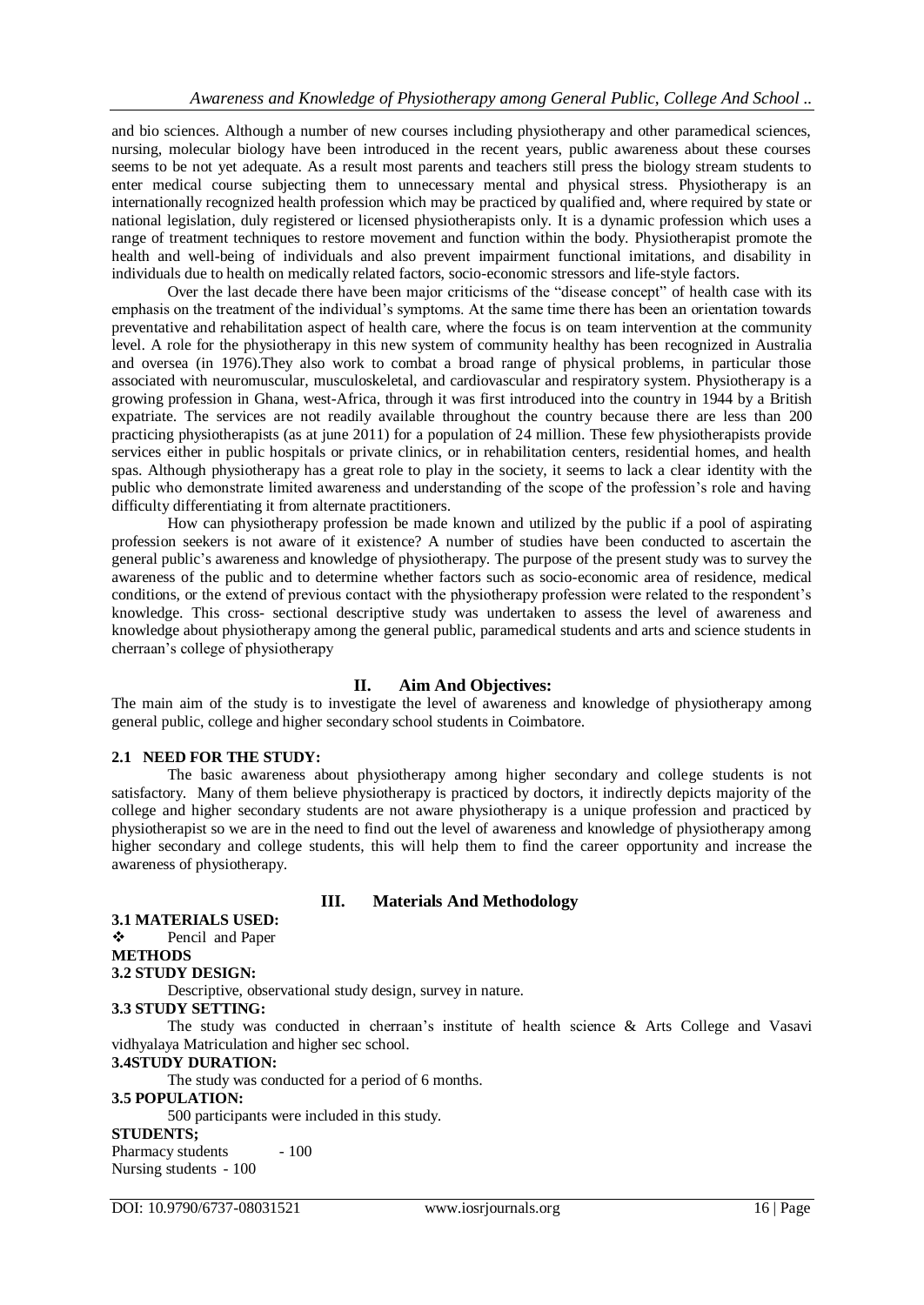and bio sciences. Although a number of new courses including physiotherapy and other paramedical sciences, nursing, molecular biology have been introduced in the recent years, public awareness about these courses seems to be not yet adequate. As a result most parents and teachers still press the biology stream students to enter medical course subjecting them to unnecessary mental and physical stress. Physiotherapy is an internationally recognized health profession which may be practiced by qualified and, where required by state or national legislation, duly registered or licensed physiotherapists only. It is a dynamic profession which uses a range of treatment techniques to restore movement and function within the body. Physiotherapist promote the health and well-being of individuals and also prevent impairment functional imitations, and disability in individuals due to health on medically related factors, socio-economic stressors and life-style factors.

Over the last decade there have been major criticisms of the "disease concept" of health case with its emphasis on the treatment of the individual's symptoms. At the same time there has been an orientation towards preventative and rehabilitation aspect of health care, where the focus is on team intervention at the community level. A role for the physiotherapy in this new system of community healthy has been recognized in Australia and oversea (in 1976).They also work to combat a broad range of physical problems, in particular those associated with neuromuscular, musculoskeletal, and cardiovascular and respiratory system. Physiotherapy is a growing profession in Ghana, west-Africa, through it was first introduced into the country in 1944 by a British expatriate. The services are not readily available throughout the country because there are less than 200 practicing physiotherapists (as at june 2011) for a population of 24 million. These few physiotherapists provide services either in public hospitals or private clinics, or in rehabilitation centers, residential homes, and health spas. Although physiotherapy has a great role to play in the society, it seems to lack a clear identity with the public who demonstrate limited awareness and understanding of the scope of the profession's role and having difficulty differentiating it from alternate practitioners.

How can physiotherapy profession be made known and utilized by the public if a pool of aspirating profession seekers is not aware of it existence? A number of studies have been conducted to ascertain the general public's awareness and knowledge of physiotherapy. The purpose of the present study was to survey the awareness of the public and to determine whether factors such as socio-economic area of residence, medical conditions, or the extend of previous contact with the physiotherapy profession were related to the respondent's knowledge. This cross- sectional descriptive study was undertaken to assess the level of awareness and knowledge about physiotherapy among the general public, paramedical students and arts and science students in cherraan's college of physiotherapy

## II. Aim And Objectives:

The main aim of the study is to investigate the level of awareness and knowledge of physiotherapy among general public, college and higher secondary school students in Coimbatore.

### 2.1 NEED FOR THE STUDY:

The basic awareness about physiotherapy among higher secondary and college students is not satisfactory. Many of them believe physiotherapy is practiced by doctors, it indirectly depicts majority of the college and higher secondary students are not aware physiotherapy is a unique profession and practiced by physiotherapist so we are in the need to find out the level of awareness and knowledge of physiotherapy among higher secondary and college students, this will help them to find the career opportunity and increase the awareness of physiotherapy.

## III. Materials And Methodology

### 3.1 MATERIALS USED:

- Pencil and Paper

### METHODS

### 3.2 STUDY DESIGN:

Descriptive, observational study design, survey in nature.

### 3.3 STUDY SETTING:

The study was conducted in cherraan's institute of health science & Arts College and Vasavi vidhyalaya Matriculation and higher sec school.

### 3.4 STUDY DURATION:

The study was conducted for a period of 6 months.

### 3.5 POPULATION:

500 participants were included in this study.

**STUDENTS;**

Pharmacy students - 100

Nursing students - 100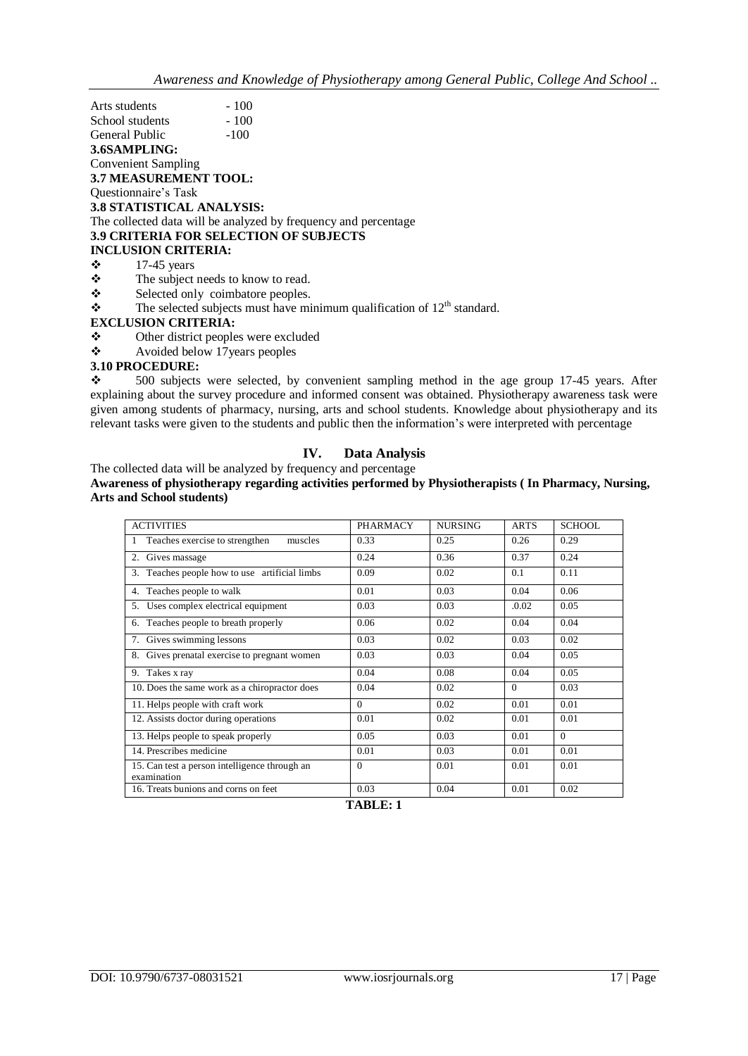Arts students - 100
School students - 100
General Public -100

**3.6SAMPLING:**

Convenient Sampling

**3.7 MEASUREMENT TOOL:**

Questionnaire's Task

**3.8 STATISTICAL ANALYSIS:**

The collected data will be analyzed by frequency and percentage

**3.9 CRITERIA FOR SELECTION OF SUBJECTS**

**INCLUSION CRITERIA:**

- 17-45 years
- The subject needs to know to read.
- Selected only coimbatore peoples.
- The selected subjects must have minimum qualification of 12th standard.

**EXCLUSION CRITERIA:**

- Other district peoples were excluded
- Avoided below 17years peoples

**3.10 PROCEDURE:**

- 500 subjects were selected, by convenient sampling method in the age group 17-45 years. After explaining about the survey procedure and informed consent was obtained. Physiotherapy awareness task were given among students of pharmacy, nursing, arts and school students. Knowledge about physiotherapy and its relevant tasks were given to the students and public then the information's were interpreted with percentage

## IV. Data Analysis

The collected data will be analyzed by frequency and percentage

**Awareness of physiotherapy regarding activities performed by Physiotherapists ( In Pharmacy, Nursing, Arts and School students)**

| ACTIVITIES | PHARMACY | NURSING | ARTS | SCHOOL |
|---|---|---|---|---|
| 1 Teaches exercise to strengthen muscles | 0.33 | 0.25 | 0.26 | 0.29 |
| 2. Gives massage | 0.24 | 0.36 | 0.37 | 0.24 |
| 3. Teaches people how to use artificial limbs | 0.09 | 0.02 | 0.1 | 0.11 |
| 4. Teaches people to walk | 0.01 | 0.03 | 0.04 | 0.06 |
| 5. Uses complex electrical equipment | 0.03 | 0.03 | .0.02 | 0.05 |
| 6. Teaches people to breath properly | 0.06 | 0.02 | 0.04 | 0.04 |
| 7. Gives swimming lessons | 0.03 | 0.02 | 0.03 | 0.02 |
| 8. Gives prenatal exercise to pregnant women | 0.03 | 0.03 | 0.04 | 0.05 |
| 9. Takes x ray | 0.04 | 0.08 | 0.04 | 0.05 |
| 10. Does the same work as a chiropractor does | 0.04 | 0.02 | 0 | 0.03 |
| 11. Helps people with craft work | 0 | 0.02 | 0.01 | 0.01 |
| 12. Assists doctor during operations | 0.01 | 0.02 | 0.01 | 0.01 |
| 13. Helps people to speak properly | 0.05 | 0.03 | 0.01 | 0 |
| 14. Prescribes medicine | 0.01 | 0.03 | 0.01 | 0.01 |
| 15. Can test a person intelligence through an examination | 0 | 0.01 | 0.01 | 0.01 |
| 16. Treats bunions and corns on feet | 0.03 | 0.04 | 0.01 | 0.02 |

**TABLE: 1**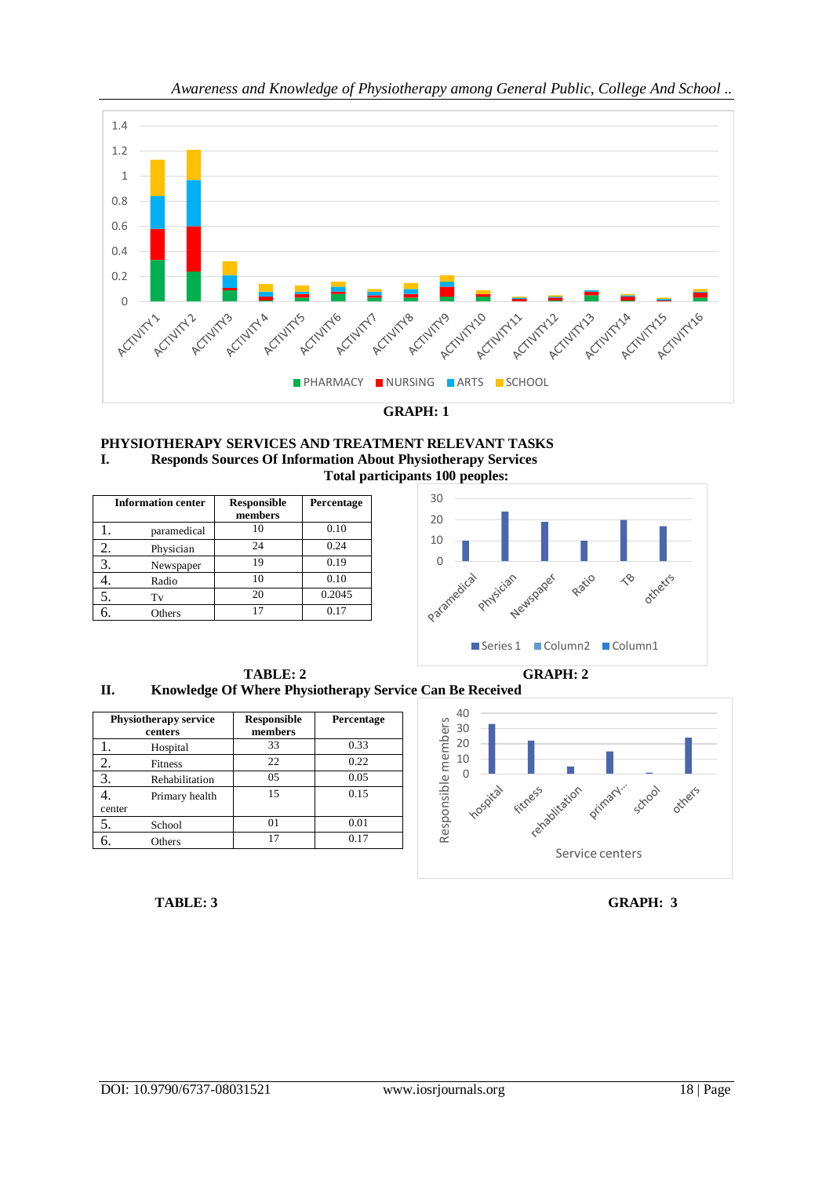GRAPH: 1

## PHYSIOTHERAPY SERVICES AND TREATMENT RELEVANT TASKS

### I. Responds Sources Of Information About Physiotherapy Services

**Total participants 100 peoples:**

| Information center | Responsible members | Percentage |
|---|---|---|
| 1. paramedical | 10 | 0.10 |
| 2. Physician | 24 | 0.24 |
| 3. Newspaper | 19 | 0.19 |
| 4. Radio | 10 | 0.10 |
| 5. Tv | 20 | 0.2045 |
| 6. Others | 17 | 0.17 |

**TABLE: 2**

**GRAPH: 2**

### II. Knowledge Of Where Physiotherapy Service Can Be Received

| Physiotherapy service centers | Responsible members | Percentage |
|---|---|---|
| 1. Hospital | 33 | 0.33 |
| 2. Fitness | 22 | 0.22 |
| 3. Rehabilitation | 05 | 0.05 |
| 4. Primary health center | 15 | 0.15 |
| 5. School | 01 | 0.01 |
| 6. Others | 17 | 0.17 |

**TABLE: 3**

**GRAPH: 3**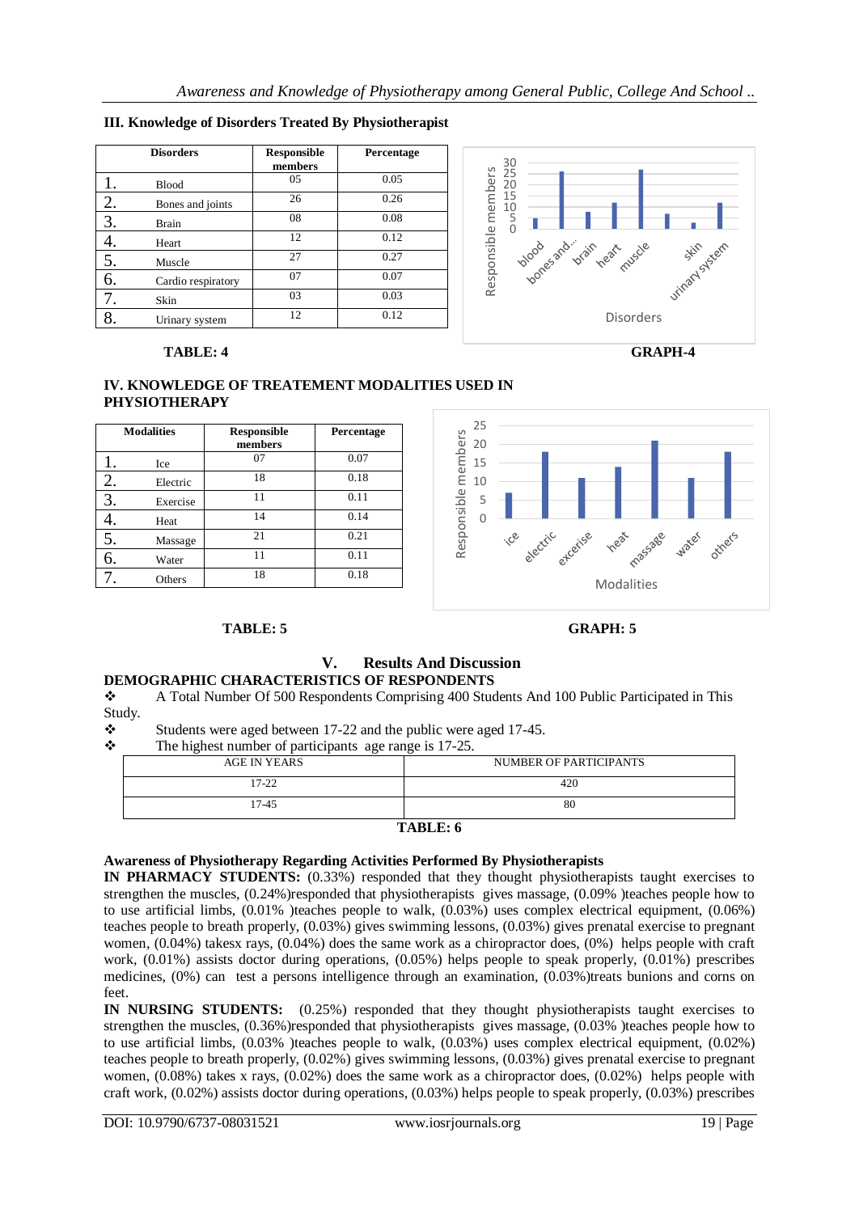### III. Knowledge of Disorders Treated By Physiotherapist

| | Disorders | Responsible members | Percentage |
|---|---|---|---|
| 1. | Blood | 05 | 0.05 |
| 2. | Bones and joints | 26 | 0.26 |
| 3. | Brain | 08 | 0.08 |
| 4. | Heart | 12 | 0.12 |
| 5. | Muscle | 27 | 0.27 |
| 6. | Cardio respiratory | 07 | 0.07 |
| 7. | Skin | 03 | 0.03 |
| 8. | Urinary system | 12 | 0.12 |

**TABLE: 4**

**GRAPH-4**

### IV. KNOWLEDGE OF TREATEMENT MODALITIES USED IN PHYSIOTHERAPY

| | Modalities | Responsible members | Percentage |
|---|---|---|---|
| 1. | Ice | 07 | 0.07 |
| 2. | Electric | 18 | 0.18 |
| 3. | Exercise | 11 | 0.11 |
| 4. | Heat | 14 | 0.14 |
| 5. | Massage | 21 | 0.21 |
| 6. | Water | 11 | 0.11 |
| 7. | Others | 18 | 0.18 |

**TABLE: 5**

**GRAPH: 5**

## V. Results And Discussion

### DEMOGRAPHIC CHARACTERISTICS OF RESPONDENTS

- A Total Number Of 500 Respondents Comprising 400 Students And 100 Public Participated in This Study.
- Students were aged between 17-22 and the public were aged 17-45.
- The highest number of participants age range is 17-25.

| AGE IN YEARS | NUMBER OF PARTICIPANTS |
|---|---|
| 17-22 | 420 |
| 17-45 | 80 |

**TABLE: 6**

### Awareness of Physiotherapy Regarding Activities Performed By Physiotherapists

**IN PHARMACY STUDENTS:** (0.33%) responded that they thought physiotherapists taught exercises to strengthen the muscles, (0.24%)responded that physiotherapists gives massage, (0.09% )teaches people how to to use artificial limbs, (0.01% )teaches people to walk, (0.03%) uses complex electrical equipment, (0.06%) teaches people to breath properly, (0.03%) gives swimming lessons, (0.03%) gives prenatal exercise to pregnant women, (0.04%) takesx rays, (0.04%) does the same work as a chiropractor does, (0%) helps people with craft work, (0.01%) assists doctor during operations, (0.05%) helps people to speak properly, (0.01%) prescribes medicines, (0%) can test a persons intelligence through an examination, (0.03%)treats bunions and corns on feet.

**IN NURSING STUDENTS:** (0.25%) responded that they thought physiotherapists taught exercises to strengthen the muscles, (0.36%)responded that physiotherapists gives massage, (0.03% )teaches people how to to use artificial limbs, (0.03% )teaches people to walk, (0.03%) uses complex electrical equipment, (0.02%) teaches people to breath properly, (0.02%) gives swimming lessons, (0.03%) gives prenatal exercise to pregnant women, (0.08%) takes x rays, (0.02%) does the same work as a chiropractor does, (0.02%) helps people with craft work, (0.02%) assists doctor during operations, (0.03%) helps people to speak properly, (0.03%) prescribes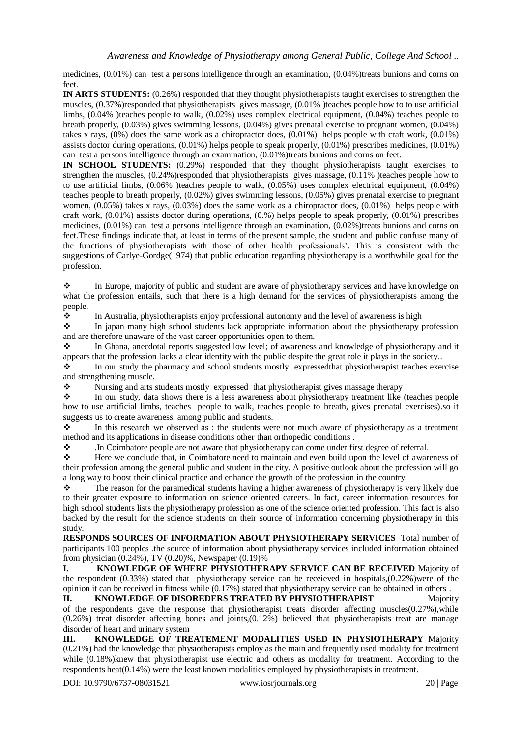medicines, (0.01%) can test a persons intelligence through an examination, (0.04%)treats bunions and corns on feet.

**IN ARTS STUDENTS:** (0.26%) responded that they thought physiotherapists taught exercises to strengthen the muscles, (0.37%)responded that physiotherapists gives massage, (0.01% )teaches people how to to use artificial limbs, (0.04% )teaches people to walk, (0.02%) uses complex electrical equipment, (0.04%) teaches people to breath properly, (0.03%) gives swimming lessons, (0.04%) gives prenatal exercise to pregnant women, (0.04%) takes x rays, (0%) does the same work as a chiropractor does, (0.01%) helps people with craft work, (0.01%) assists doctor during operations, (0.01%) helps people to speak properly, (0.01%) prescribes medicines, (0.01%) can test a persons intelligence through an examination, (0.01%)treats bunions and corns on feet.

**IN SCHOOL STUDENTS:** (0.29%) responded that they thought physiotherapists taught exercises to strengthen the muscles, (0.24%)responded that physiotherapists gives massage, (0.11% )teaches people how to to use artificial limbs, (0.06% )teaches people to walk, (0.05%) uses complex electrical equipment, (0.04%) teaches people to breath properly, (0.02%) gives swimming lessons, (0.05%) gives prenatal exercise to pregnant women, (0.05%) takes x rays, (0.03%) does the same work as a chiropractor does, (0.01%) helps people with craft work, (0.01%) assists doctor during operations, (0.%) helps people to speak properly, (0.01%) prescribes medicines, (0.01%) can test a persons intelligence through an examination, (0.02%)treats bunions and corns on feet.These findings indicate that, at least in terms of the present sample, the student and public confuse many of the functions of physiotherapists with those of other health professionals'. This is consistent with the suggestions of Carlye-Gordge(1974) that public education regarding physiotherapy is a worthwhile goal for the profession.

- In Europe, majority of public and student are aware of physiotherapy services and have knowledge on what the profession entails, such that there is a high demand for the services of physiotherapists among the people.
- In Australia, physiotherapists enjoy professional autonomy and the level of awareness is high
- In japan many high school students lack appropriate information about the physiotherapy profession and are therefore unaware of the vast career opportunities open to them.
- In Ghana, anecdotal reports suggested low level; of awareness and knowledge of physiotherapy and it appears that the profession lacks a clear identity with the public despite the great role it plays in the society..
- In our study the pharmacy and school students mostly expressedthat physiotherapist teaches exercise and strengthening muscle.
- Nursing and arts students mostly expressed that physiotherapist gives massage therapy
- In our study, data shows there is a less awareness about physiotherapy treatment like (teaches people how to use artificial limbs, teaches people to walk, teaches people to breath, gives prenatal exercises).so it suggests us to create awareness, among public and students.
- In this research we observed as : the students were not much aware of physiotherapy as a treatment method and its applications in disease conditions other than orthopedic conditions .
- .In Coimbatore people are not aware that physiotherapy can come under first degree of referral.
- Here we conclude that, in Coimbatore need to maintain and even build upon the level of awareness of their profession among the general public and student in the city. A positive outlook about the profession will go a long way to boost their clinical practice and enhance the growth of the profession in the country.
- The reason for the paramedical students having a higher awareness of physiotherapy is very likely due to their greater exposure to information on science oriented careers. In fact, career information resources for high school students lists the physiotherapy profession as one of the science oriented profession. This fact is also backed by the result for the science students on their source of information concerning physiotherapy in this study.

**RESPONDS SOURCES OF INFORMATION ABOUT PHYSIOTHERAPY SERVICES** Total number of participants 100 peoples .the source of information about physiotherapy services included information obtained from physician (0.24%), TV (0.20)%, Newspaper (0.19)%

**I. KNOWLEDGE OF WHERE PHYSIOTHERAPY SERVICE CAN BE RECEIVED** Majority of the respondent (0.33%) stated that physiotherapy service can be receieved in hospitals,(0.22%)were of the opinion it can be received in fitness while (0.17%) stated that physiotherapy service can be obtained in others .

**II. KNOWLEDGE OF DISOREDERS TREATED BY PHYSIOTHERAPIST** Majority of the respondents gave the response that physiotherapist treats disorder affecting muscles(0.27%),while (0.26%) treat disorder affecting bones and joints,(0.12%) believed that physiotherapists treat are manage disorder of heart and urinary system

**III. KNOWLEDGE OF TREATEMENT MODALITIES USED IN PHYSIOTHERAPY** Majority (0.21%) had the knowledge that physiotherapists employ as the main and frequently used modality for treatment while (0.18%)knew that physiotherapist use electric and others as modality for treatment. According to the respondents heat(0.14%) were the least known modalities employed by physiotherapists in treatment.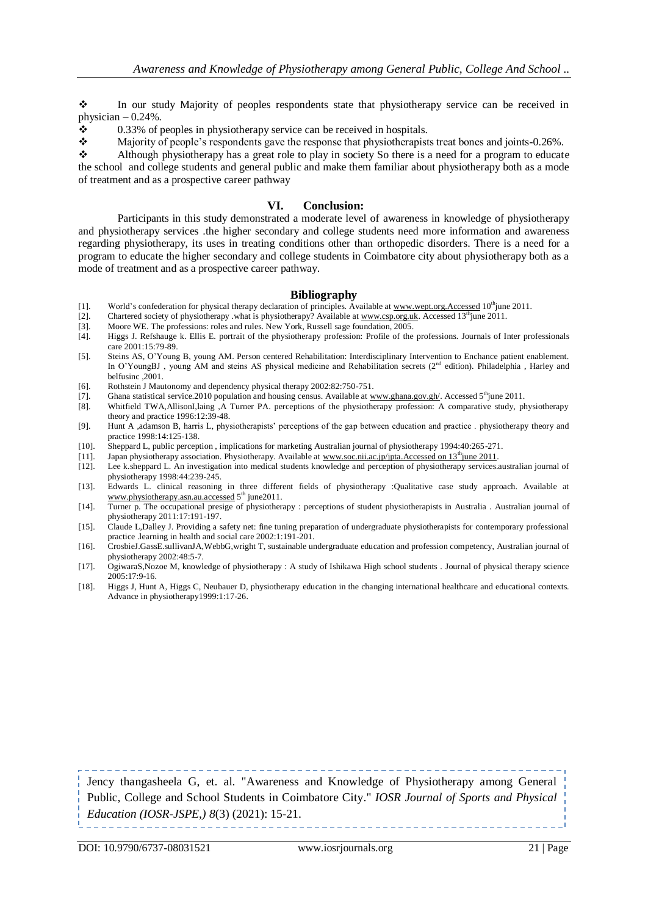- ❖ In our study Majority of peoples respondents state that physiotherapy service can be received in physician – 0.24%.
- ❖ 0.33% of peoples in physiotherapy service can be received in hospitals.
- ❖ Majority of people's respondents gave the response that physiotherapists treat bones and joints-0.26%.
- ❖ Although physiotherapy has a great role to play in society So there is a need for a program to educate the school and college students and general public and make them familiar about physiotherapy both as a mode of treatment and as a prospective career pathway

## VI. Conclusion:

Participants in this study demonstrated a moderate level of awareness in knowledge of physiotherapy and physiotherapy services .the higher secondary and college students need more information and awareness regarding physiotherapy, its uses in treating conditions other than orthopedic disorders. There is a need for a program to educate the higher secondary and college students in Coimbatore city about physiotherapy both as a mode of treatment and as a prospective career pathway.

## Bibliography

[1]. World's confederation for physical therapy declaration of principles. Available at www.wept.org.Accessed 10th june 2011.

[2]. Chartered society of physiotherapy .what is physiotherapy? Available at www.csp.org.uk. Accessed 13th june 2011.

[3]. Moore WE. The professions: roles and rules. New York, Russell sage foundation, 2005.

[4]. Higgs J. Refshauge k. Ellis E. portrait of the physiotherapy profession: Profile of the professions. Journals of Inter professionals care 2001:15:79-89.

[5]. Steins AS, O'Young B, young AM. Person centered Rehabilitation: Interdisciplinary Intervention to Enchance patient enablement. In O'YoungBJ , young AM and steins AS physical medicine and Rehabilitation secrets (2nd edition). Philadelphia , Harley and belfusinc ,2001.

[6]. Rothstein J Mautonomy and dependency physical therapy 2002:82:750-751.

[7]. Ghana statistical service.2010 population and housing census. Available at www.ghana.gov.gh/. Accessed 5th june 2011.

[8]. Whitfield TWA,AllisonI,laing ,A Turner PA. perceptions of the physiotherapy profession: A comparative study, physiotherapy theory and practice 1996:12:39-48.

[9]. Hunt A ,adamson B, harris L, physiotherapists' perceptions of the gap between education and practice . physiotherapy theory and practice 1998:14:125-138.

[10]. Sheppard L, public perception , implications for marketing Australian journal of physiotherapy 1994:40:265-271.

[11]. Japan physiotherapy association. Physiotherapy. Available at www.soc.nii.ac.jp/jpta.Accessed on 13th june 2011.

[12]. Lee k.sheppard L. An investigation into medical students knowledge and perception of physiotherapy services.australian journal of physiotherapy 1998:44:239-245.

[13]. Edwards L. clinical reasoning in three different fields of physiotherapy :Qualitative case study approach. Available at www.physiotherapy.asn.au.accessed 5th june2011.

[14]. Turner p. The occupational presige of physiotherapy : perceptions of student physiotherapists in Australia . Australian journal of physiotherapy 2011:17:191-197.

[15]. Claude L,Dalley J. Providing a safety net: fine tuning preparation of undergraduate physiotherapists for contemporary professional practice .learning in health and social care 2002:1:191-201.

[16]. CrosbieJ.GassE.sullivanJA,WebbG,wright T, sustainable undergraduate education and profession competency, Australian journal of physiotherapy 2002:48:5-7.

[17]. OgiwaraS,Nozoe M, knowledge of physiotherapy : A study of Ishikawa High school students . Journal of physical therapy science 2005:17:9-16.

[18]. Higgs J, Hunt A, Higgs C, Neubauer D, physiotherapy education in the changing international healthcare and educational contexts. Advance in physiotherapy1999:1:17-26.

Jency thangasheela G, et. al. "Awareness and Knowledge of Physiotherapy among General Public, College and School Students in Coimbatore City." *IOSR Journal of Sports and Physical Education (IOSR-JSPE,) 8*(3) (2021): 15-21.